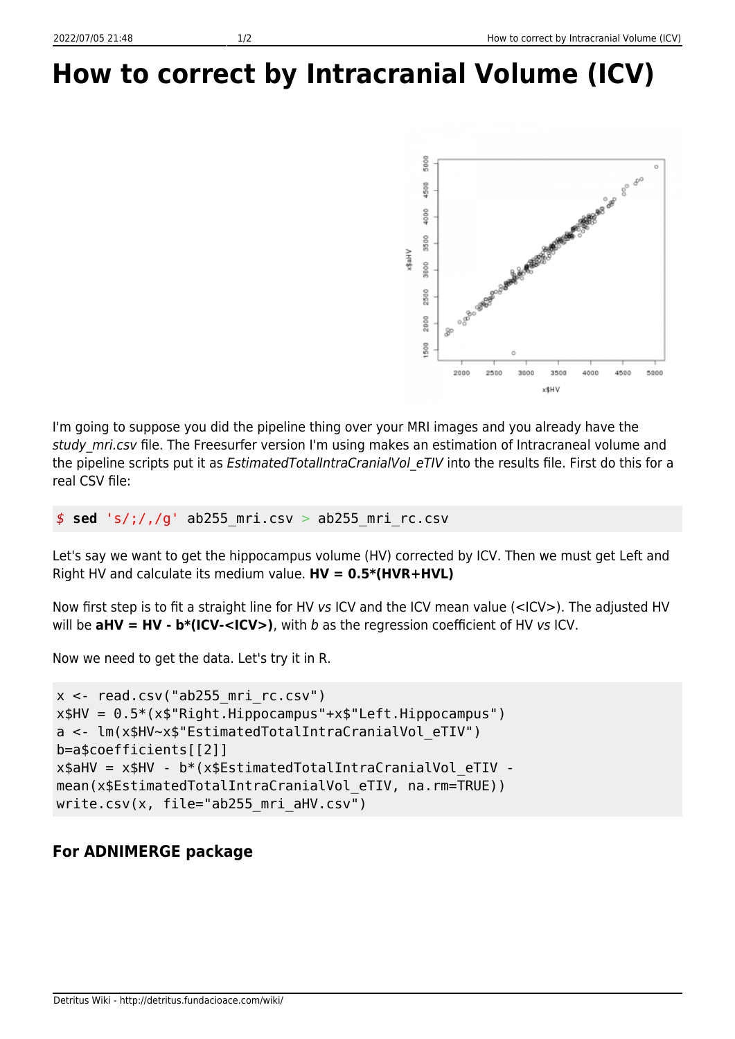# How to correct by Intracranial Volume (ICV)

I'm going to suppose you did the pipeline thing over your MRI images and you already have the *study_mri.csv* file. The Freesurfer version I'm using makes an estimation of Intracraneal volume and the pipeline scripts put it as *EstimatedTotalIntraCranialVol_eTIV* into the results file. First do this for a real CSV file:

```
$ sed 's/;/,/g' ab255_mri.csv > ab255_mri_rc.csv
```

Let's say we want to get the hippocampus volume (HV) corrected by ICV. Then we must get Left and Right HV and calculate its medium value. **HV = 0.5*(HVR+HVL)**

Now first step is to fit a straight line for HV *vs* ICV and the ICV mean value (<ICV>). The adjusted HV will be **aHV = HV - b*(ICV-<ICV>)**, with *b* as the regression coefficient of HV *vs* ICV.

Now we need to get the data. Let's try it in R.

```
x <- read.csv("ab255_mri_rc.csv")
x$HV = 0.5*(x$"Right.Hippocampus"+x$"Left.Hippocampus")
a <- lm(x$HV~x$"EstimatedTotalIntraCranialVol_eTIV")
b=a$coefficients[[2]]
x$aHV = x$HV - b*(x$EstimatedTotalIntraCranialVol_eTIV -
mean(x$EstimatedTotalIntraCranialVol_eTIV, na.rm=TRUE))
write.csv(x, file="ab255_mri_aHV.csv")
```

### For ADNIMERGE package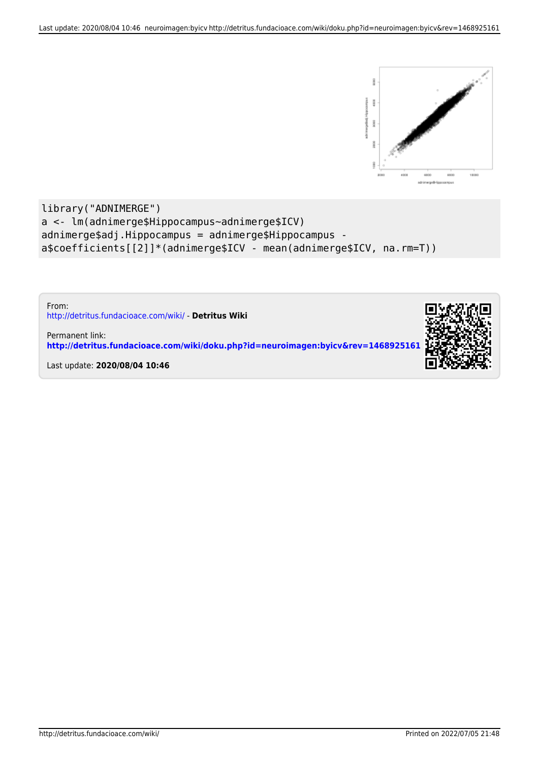2000 4000 6000 8000 10000

adnimerge$Hippocampus

adnimerge$adj.Hippocampus

```
library("ADNIMERGE")
a <- lm(adnimerge$Hippocampus~adnimerge$ICV)
adnimerge$adj.Hippocampus = adnimerge$Hippocampus -
a$coefficients[[2]]*(adnimerge$ICV - mean(adnimerge$ICV, na.rm=T))
```

From:
http://detritus.fundacioace.com/wiki/ - **Detritus Wiki**

Permanent link:
**http://detritus.fundacioace.com/wiki/doku.php?id=neuroimagen:byicv&rev=1468925161**

Last update: **2020/08/04 10:46**